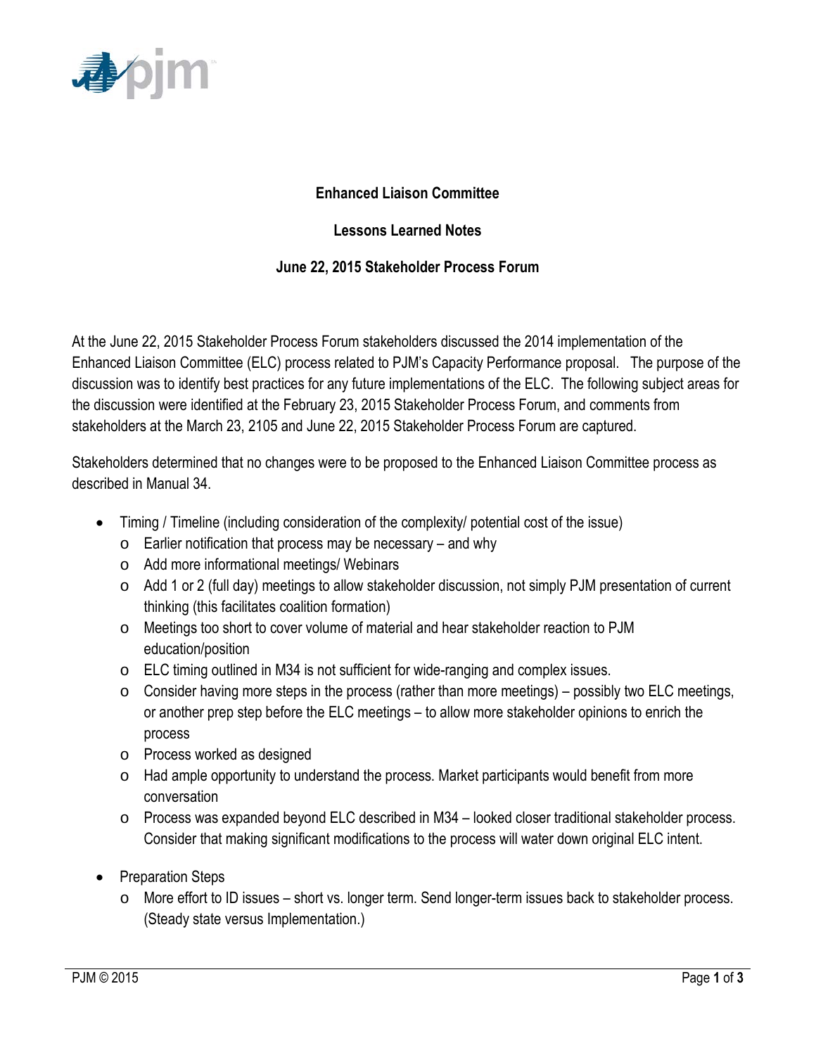**Enhanced Liaison Committee**

**Lessons Learned Notes**

**June 22, 2015 Stakeholder Process Forum**

At the June 22, 2015 Stakeholder Process Forum stakeholders discussed the 2014 implementation of the Enhanced Liaison Committee (ELC) process related to PJM's Capacity Performance proposal. The purpose of the discussion was to identify best practices for any future implementations of the ELC. The following subject areas for the discussion were identified at the February 23, 2015 Stakeholder Process Forum, and comments from stakeholders at the March 23, 2105 and June 22, 2015 Stakeholder Process Forum are captured.

Stakeholders determined that no changes were to be proposed to the Enhanced Liaison Committee process as described in Manual 34.

- Timing / Timeline (including consideration of the complexity/ potential cost of the issue)
  - Earlier notification that process may be necessary – and why
  - Add more informational meetings/ Webinars
  - Add 1 or 2 (full day) meetings to allow stakeholder discussion, not simply PJM presentation of current thinking (this facilitates coalition formation)
  - Meetings too short to cover volume of material and hear stakeholder reaction to PJM education/position
  - ELC timing outlined in M34 is not sufficient for wide-ranging and complex issues.
  - Consider having more steps in the process (rather than more meetings) – possibly two ELC meetings, or another prep step before the ELC meetings – to allow more stakeholder opinions to enrich the process
  - Process worked as designed
  - Had ample opportunity to understand the process. Market participants would benefit from more conversation
  - Process was expanded beyond ELC described in M34 – looked closer traditional stakeholder process. Consider that making significant modifications to the process will water down original ELC intent.
- Preparation Steps
  - More effort to ID issues – short vs. longer term. Send longer-term issues back to stakeholder process. (Steady state versus Implementation.)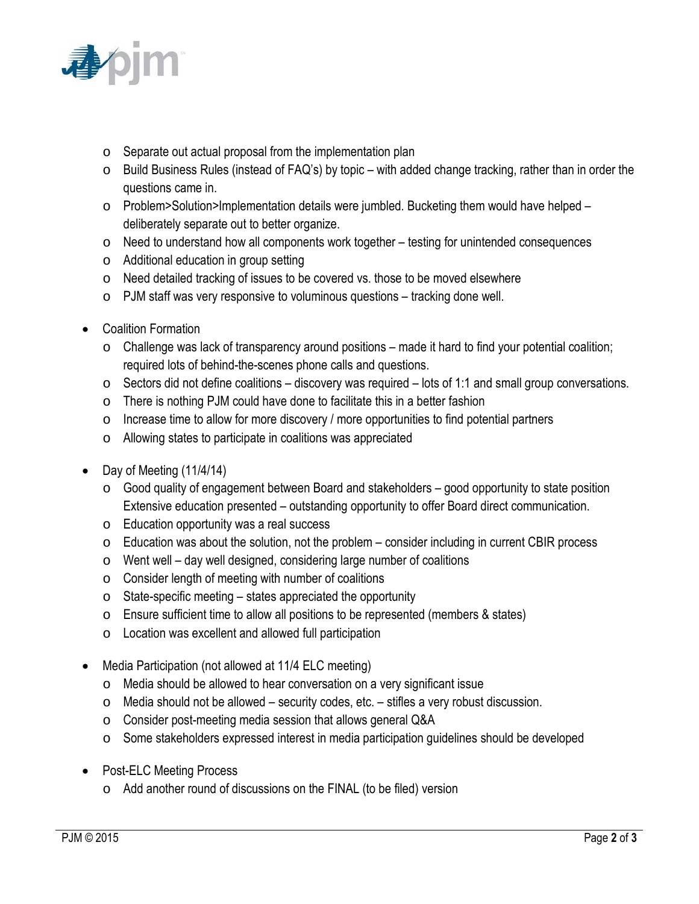- Separate out actual proposal from the implementation plan
    - Build Business Rules (instead of FAQ's) by topic – with added change tracking, rather than in order the questions came in.
    - Problem>Solution>Implementation details were jumbled. Bucketing them would have helped – deliberately separate out to better organize.
    - Need to understand how all components work together – testing for unintended consequences
    - Additional education in group setting
    - Need detailed tracking of issues to be covered vs. those to be moved elsewhere
    - PJM staff was very responsive to voluminous questions – tracking done well.

- Coalition Formation
    - Challenge was lack of transparency around positions – made it hard to find your potential coalition; required lots of behind-the-scenes phone calls and questions.
    - Sectors did not define coalitions – discovery was required – lots of 1:1 and small group conversations.
    - There is nothing PJM could have done to facilitate this in a better fashion
    - Increase time to allow for more discovery / more opportunities to find potential partners
    - Allowing states to participate in coalitions was appreciated

- Day of Meeting (11/4/14)
    - Good quality of engagement between Board and stakeholders – good opportunity to state position Extensive education presented – outstanding opportunity to offer Board direct communication.
    - Education opportunity was a real success
    - Education was about the solution, not the problem – consider including in current CBIR process
    - Went well – day well designed, considering large number of coalitions
    - Consider length of meeting with number of coalitions
    - State-specific meeting – states appreciated the opportunity
    - Ensure sufficient time to allow all positions to be represented (members & states)
    - Location was excellent and allowed full participation

- Media Participation (not allowed at 11/4 ELC meeting)
    - Media should be allowed to hear conversation on a very significant issue
    - Media should not be allowed – security codes, etc. – stifles a very robust discussion.
    - Consider post-meeting media session that allows general Q&A
    - Some stakeholders expressed interest in media participation guidelines should be developed

- Post-ELC Meeting Process
    - Add another round of discussions on the FINAL (to be filed) version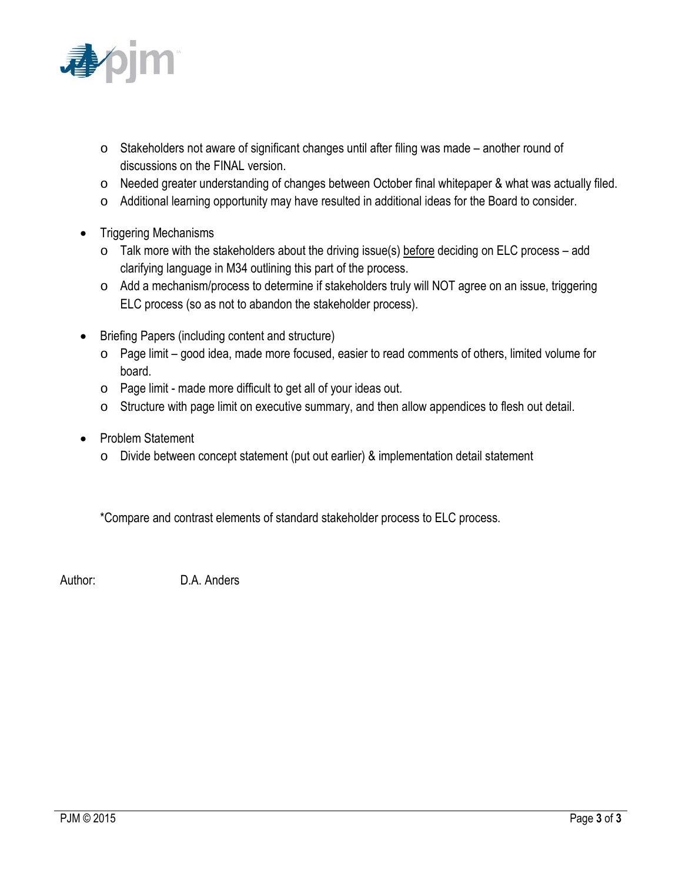- Stakeholders not aware of significant changes until after filing was made – another round of discussions on the FINAL version.
  - Needed greater understanding of changes between October final whitepaper & what was actually filed.
  - Additional learning opportunity may resulted in additional ideas for the Board to consider.

- Triggering Mechanisms
  - Talk more with the stakeholders about the driving issue(s) <u>before</u> deciding on ELC process – add clarifying language in M34 outlining this part of the process.
  - Add a mechanism/process to determine if stakeholders truly will NOT agree on an issue, triggering ELC process (so as not to abandon the stakeholder process).

- Briefing Papers (including content and structure)
  - Page limit – good idea, made more focused, easier to read comments of others, limited volume for board.
  - Page limit - made more difficult to get all of your ideas out.
  - Structure with page limit on executive summary, and then allow appendices to flesh out detail.

- Problem Statement
  - Divide between concept statement (put out earlier) & implementation detail statement

*Compare and contrast elements of standard stakeholder process to ELC process.

Author: D.A. Anders